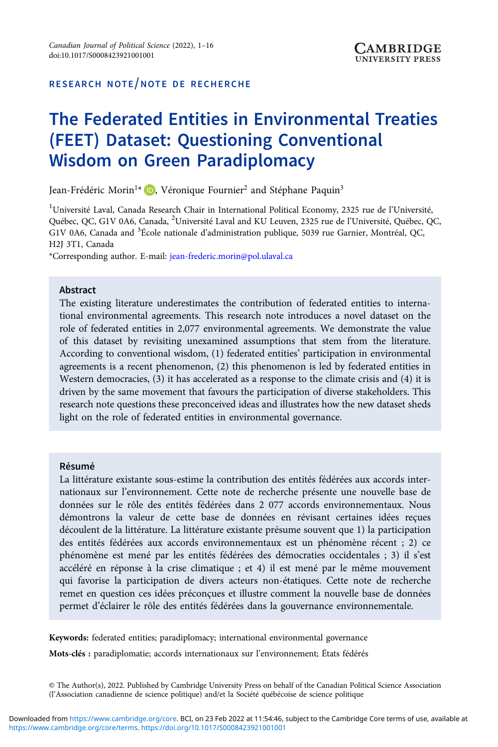RESEARCH NOTE/NOTE DE RECHERCHE

# The Federated Entities in Environmental Treaties (FEET) Dataset: Questioning Conventional Wisdom on Green Paradiplomacy

Jean-Frédéric Morin[1]*, Véronique Fournier[2] and Stéphane Paquin[3]

[1]Université Laval, Canada Research Chair in International Political Economy, 2325 rue de l'Université, Québec, QC, G1V 0A6, Canada, [2]Université Laval and KU Leuven, 2325 rue de l'Université, Québec, QC, G1V 0A6, Canada and [3]École nationale d'administration publique, 5039 rue Garnier, Montréal, QC, H2J 3T1, Canada

*Corresponding author. E-mail: jean-frederic.morin@pol.ulaval.ca

## Abstract

The existing literature underestimates the contribution of federated entities to international environmental agreements. This research note introduces a novel dataset on the role of federated entities in 2,077 environmental agreements. We demonstrate the value of this dataset by revisiting unexamined assumptions that stem from the literature. According to conventional wisdom, (1) federated entities' participation in environmental agreements is a recent phenomenon, (2) this phenomenon is led by federated entities in Western democracies, (3) it has accelerated as a response to the climate crisis and (4) it is driven by the same movement that favours the participation of diverse stakeholders. This research note questions these preconceived ideas and illustrates how the new dataset sheds light on the role of federated entities in environmental governance.

## Résumé

La littérature existante sous-estime la contribution des entités fédérées aux accords internationaux sur l'environnement. Cette note de recherche présente une nouvelle base de données sur le rôle des entités fédérées dans 2 077 accords environnementaux. Nous démontrons la valeur de cette base de données en révisant certaines idées reçues découlent de la littérature. La littérature existante présume souvent que 1) la participation des entités fédérées aux accords environnementaux est un phénomène récent ; 2) ce phénomène est mené par les entités fédérées des démocraties occidentales ; 3) il s'est accéléré en réponse à la crise climatique ; et 4) il est mené par le même mouvement qui favorise la participation de divers acteurs non-étatiques. Cette note de recherche remet en question ces idées préconçues et illustre comment la nouvelle base de données permet d'éclairer le rôle des entités fédérées dans la gouvernance environnementale.

**Keywords:** federated entities; paradiplomacy; international environmental governance

**Mots-clés :** paradiplomatie; accords internationaux sur l'environnement; États fédérés

© The Author(s), 2022. Published by Cambridge University Press on behalf of the Canadian Political Science Association (l'Association canadienne de science politique) and/et la Société québécoise de science politique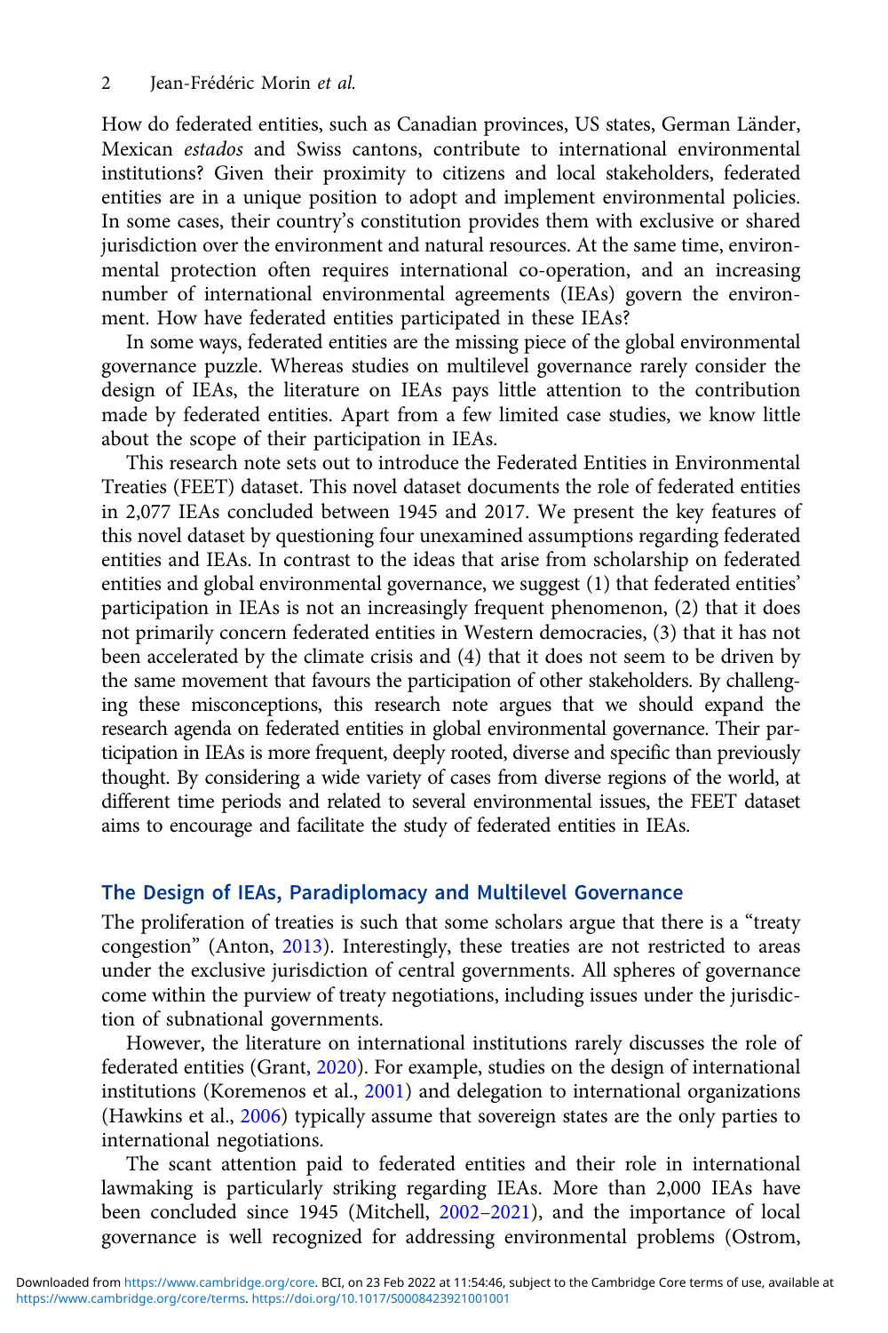How do federated entities, such as Canadian provinces, US states, German Länder, Mexican *estados* and Swiss cantons, contribute to international environmental institutions? Given their proximity to citizens and local stakeholders, federated entities are in a unique position to adopt and implement environmental policies. In some cases, their country's constitution provides them with exclusive or shared jurisdiction over the environment and natural resources. At the same time, environmental protection often requires international co-operation, and an increasing number of international environmental agreements (IEAs) govern the environment. How have federated entities participated in these IEAs?

In some ways, federated entities are the missing piece of the global environmental governance puzzle. Whereas studies on multilevel governance rarely consider the design of IEAs, the literature on IEAs pays little attention to the contribution made by federated entities. Apart from a few limited case studies, we know little about the scope of their participation in IEAs.

This research note sets out to introduce the Federated Entities in Environmental Treaties (FEET) dataset. This novel dataset documents the role of federated entities in 2,077 IEAs concluded between 1945 and 2017. We present the key features of this novel dataset by questioning four unexamined assumptions regarding federated entities and IEAs. In contrast to the ideas that arise from scholarship on federated entities and global environmental governance, we suggest (1) that federated entities' participation in IEAs is not an increasingly frequent phenomenon, (2) that it does not primarily concern federated entities in Western democracies, (3) that it has not been accelerated by the climate crisis and (4) that it does not seem to be driven by the same movement that favours the participation of other stakeholders. By challenging these misconceptions, this research note argues that we should expand the research agenda on federated entities in global environmental governance. Their participation in IEAs is more frequent, deeply rooted, diverse and specific than previously thought. By considering a wide variety of cases from diverse regions of the world, at different time periods and related to several environmental issues, the FEET dataset aims to encourage and facilitate the study of federated entities in IEAs.

## The Design of IEAs, Paradiplomacy and Multilevel Governance

The proliferation of treaties is such that some scholars argue that there is a "treaty congestion" (Anton, 2013). Interestingly, these treaties are not restricted to areas under the exclusive jurisdiction of central governments. All spheres of governance come within the purview of treaty negotiations, including issues under the jurisdiction of subnational governments.

However, the literature on international institutions rarely discusses the role of federated entities (Grant, 2020). For example, studies on the design of international institutions (Koremenos et al., 2001) and delegation to international organizations (Hawkins et al., 2006) typically assume that sovereign states are the only parties to international negotiations.

The scant attention paid to federated entities and their role in international lawmaking is particularly striking regarding IEAs. More than 2,000 IEAs have been concluded since 1945 (Mitchell, 2002–2021), and the importance of local governance is well recognized for addressing environmental problems (Ostrom,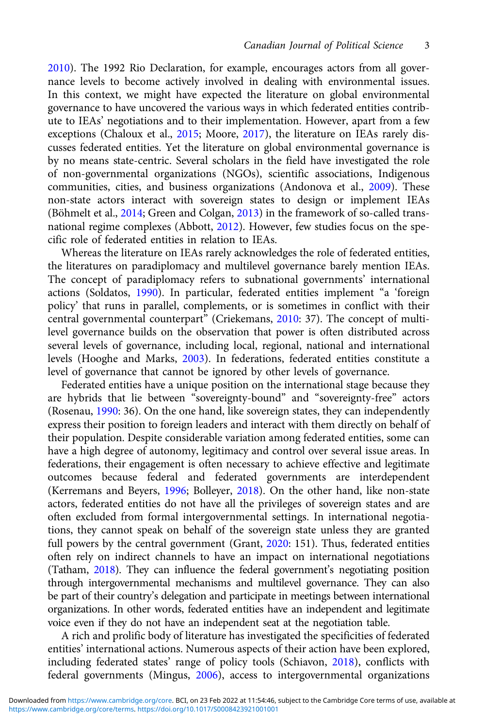2010). The 1992 Rio Declaration, for example, encourages actors from all governance levels to become actively involved in dealing with environmental issues. In this context, we might have expected the literature on global environmental governance to have uncovered the various ways in which federated entities contribute to IEAs' negotiations and to their implementation. However, apart from a few exceptions (Chaloux et al., 2015; Moore, 2017), the literature on IEAs rarely discusses federated entities. Yet the literature on global environmental governance is by no means state-centric. Several scholars in the field have investigated the role of non-governmental organizations (NGOs), scientific associations, Indigenous communities, cities, and business organizations (Andonova et al., 2009). These non-state actors interact with sovereign states to design or implement IEAs (Böhmelt et al., 2014; Green and Colgan, 2013) in the framework of so-called transnational regime complexes (Abbott, 2012). However, few studies focus on the specific role of federated entities in relation to IEAs.

Whereas the literature on IEAs rarely acknowledges the role of federated entities, the literatures on paradiplomacy and multilevel governance barely mention IEAs. The concept of paradiplomacy refers to subnational governments' international actions (Soldatos, 1990). In particular, federated entities implement "a 'foreign policy' that runs in parallel, complements, or is sometimes in conflict with their central governmental counterpart" (Criekemans, 2010: 37). The concept of multilevel governance builds on the observation that power is often distributed across several levels of governance, including local, regional, national and international levels (Hooghe and Marks, 2003). In federations, federated entities constitute a level of governance that cannot be ignored by other levels of governance.

Federated entities have a unique position on the international stage because they are hybrids that lie between "sovereignty-bound" and "sovereignty-free" actors (Rosenau, 1990: 36). On the one hand, like sovereign states, they can independently express their position to foreign leaders and interact with them directly on behalf of their population. Despite considerable variation among federated entities, some can have a high degree of autonomy, legitimacy and control over several issue areas. In federations, their engagement is often necessary to achieve effective and legitimate outcomes because federal and federated governments are interdependent (Kerremans and Beyers, 1996; Bolleyer, 2018). On the other hand, like non-state actors, federated entities do not have all the privileges of sovereign states and are often excluded from formal intergovernmental settings. In international negotiations, they cannot speak on behalf of the sovereign state unless they are granted full powers by the central government (Grant, 2020: 151). Thus, federated entities often rely on indirect channels to have an impact on international negotiations (Tatham, 2018). They can influence the federal government's negotiating position through intergovernmental mechanisms and multilevel governance. They can also be part of their country's delegation and participate in meetings between international organizations. In other words, federated entities have an independent and legitimate voice even if they do not have an independent seat at the negotiation table.

A rich and prolific body of literature has investigated the specificities of federated entities' international actions. Numerous aspects of their action have been explored, including federated states' range of policy tools (Schiavon, 2018), conflicts with federal governments (Mingus, 2006), access to intergovernmental organizations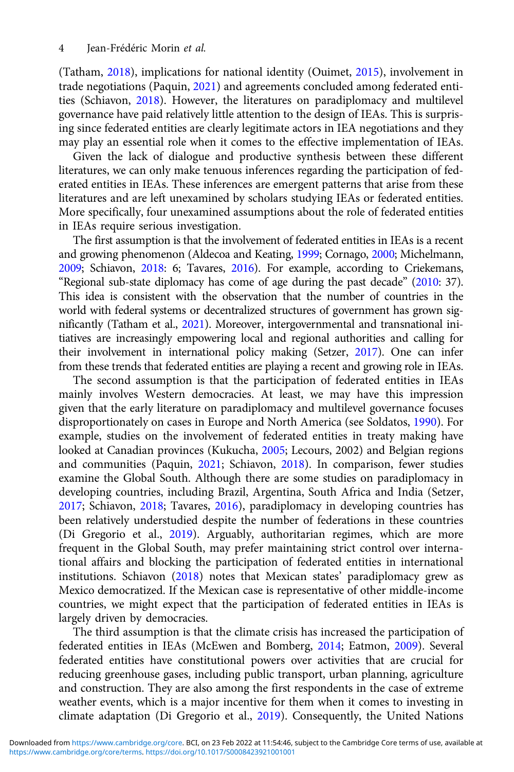(Tatham, 2018), implications for national identity (Ouimet, 2015), involvement in trade negotiations (Paquin, 2021) and agreements concluded among federated entities (Schiavon, 2018). However, the literatures on paradiplomacy and multilevel governance have paid relatively little attention to the design of IEAs. This is surprising since federated entities are clearly legitimate actors in IEA negotiations and they may play an essential role when it comes to the effective implementation of IEAs.

Given the lack of dialogue and productive synthesis between these different literatures, we can only make tenuous inferences regarding the participation of federated entities in IEAs. These inferences are emergent patterns that arise from these literatures and are left unexamined by scholars studying IEAs or federated entities. More specifically, four unexamined assumptions about the role of federated entities in IEAs require serious investigation.

The first assumption is that the involvement of federated entities in IEAs is a recent and growing phenomenon (Aldecoa and Keating, 1999; Cornago, 2000; Michelmann, 2009; Schiavon, 2018: 6; Tavares, 2016). For example, according to Criekemans, "Regional sub-state diplomacy has come of age during the past decade" (2010: 37). This idea is consistent with the observation that the number of countries in the world with federal systems or decentralized structures of government has grown significantly (Tatham et al., 2021). Moreover, intergovernmental and transnational initiatives are increasingly empowering local and regional authorities and calling for their involvement in international policy making (Setzer, 2017). One can infer from these trends that federated entities are playing a recent and growing role in IEAs.

The second assumption is that the participation of federated entities in IEAs mainly involves Western democracies. At least, we may have this impression given that the early literature on paradiplomacy and multilevel governance focuses disproportionately on cases in Europe and North America (see Soldatos, 1990). For example, studies on the involvement of federated entities in treaty making have looked at Canadian provinces (Kukucha, 2005; Lecours, 2002) and Belgian regions and communities (Paquin, 2021; Schiavon, 2018). In comparison, fewer studies examine the Global South. Although there are some studies on paradiplomacy in developing countries, including Brazil, Argentina, South Africa and India (Setzer, 2017; Schiavon, 2018; Tavares, 2016), paradiplomacy in developing countries has been relatively understudied despite the number of federations in these countries (Di Gregorio et al., 2019). Arguably, authoritarian regimes, which are more frequent in the Global South, may prefer maintaining strict control over international affairs and blocking the participation of federated entities in international institutions. Schiavon (2018) notes that Mexican states' paradiplomacy grew as Mexico democratized. If the Mexican case is representative of other middle-income countries, we might expect that the participation of federated entities in IEAs is largely driven by democracies.

The third assumption is that the climate crisis has increased the participation of federated entities in IEAs (McEwen and Bomberg, 2014; Eatmon, 2009). Several federated entities have constitutional powers over activities that are crucial for reducing greenhouse gases, including public transport, urban planning, agriculture and construction. They are also among the first respondents in the case of extreme weather events, which is a major incentive for them when it comes to investing in climate adaptation (Di Gregorio et al., 2019). Consequently, the United Nations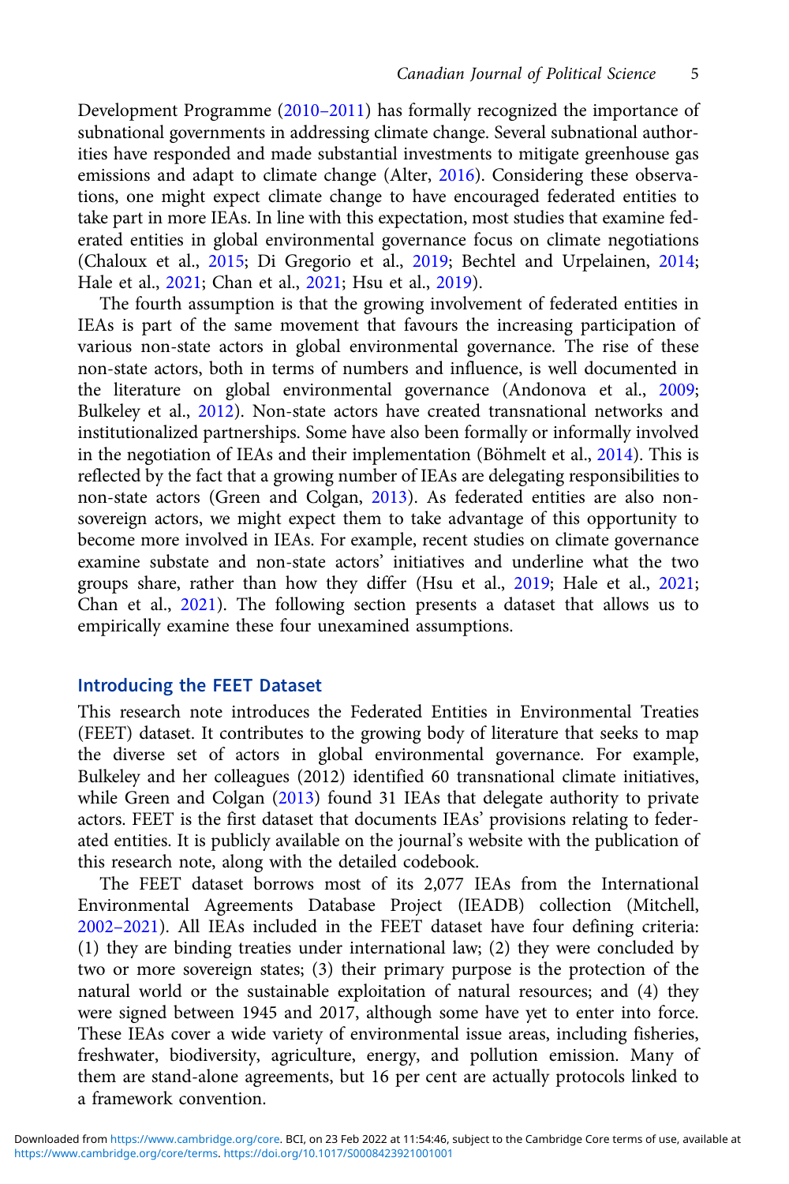Development Programme (2010–2011) has formally recognized the importance of subnational governments in addressing climate change. Several subnational authorities have responded and made substantial investments to mitigate greenhouse gas emissions and adapt to climate change (Alter, 2016). Considering these observations, one might expect climate change to have encouraged federated entities to take part in more IEAs. In line with this expectation, most studies that examine federated entities in global environmental governance focus on climate negotiations (Chaloux et al., 2015; Di Gregorio et al., 2019; Bechtel and Urpelainen, 2014; Hale et al., 2021; Chan et al., 2021; Hsu et al., 2019).

The fourth assumption is that the growing involvement of federated entities in IEAs is part of the same movement that favours the increasing participation of various non-state actors in global environmental governance. The rise of these non-state actors, both in terms of numbers and influence, is well documented in the literature on global environmental governance (Andonova et al., 2009; Bulkeley et al., 2012). Non-state actors have created transnational networks and institutionalized partnerships. Some have also been formally or informally involved in the negotiation of IEAs and their implementation (Böhmelt et al., 2014). This is reflected by the fact that a growing number of IEAs are delegating responsibilities to non-state actors (Green and Colgan, 2013). As federated entities are also non-sovereign actors, we might expect them to take advantage of this opportunity to become more involved in IEAs. For example, recent studies on climate governance examine substate and non-state actors' initiatives and underline what the two groups share, rather than how they differ (Hsu et al., 2019; Hale et al., 2021; Chan et al., 2021). The following section presents a dataset that allows us to empirically examine these four unexamined assumptions.

## Introducing the FEET Dataset

This research note introduces the Federated Entities in Environmental Treaties (FEET) dataset. It contributes to the growing body of literature that seeks to map the diverse set of actors in global environmental governance. For example, Bulkeley and her colleagues (2012) identified 60 transnational climate initiatives, while Green and Colgan (2013) found 31 IEAs that delegate authority to private actors. FEET is the first dataset that documents IEAs' provisions relating to federated entities. It is publicly available on the journal's website with the publication of this research note, along with the detailed codebook.

The FEET dataset borrows most of its 2,077 IEAs from the International Environmental Agreements Database Project (IEADB) collection (Mitchell, 2002–2021). All IEAs included in the FEET dataset have four defining criteria: (1) they are binding treaties under international law; (2) they were concluded by two or more sovereign states; (3) their primary purpose is the protection of the natural world or the sustainable exploitation of natural resources; and (4) they were signed between 1945 and 2017, although some have yet to enter into force. These IEAs cover a wide variety of environmental issue areas, including fisheries, freshwater, biodiversity, agriculture, energy, and pollution emission. Many of them are stand-alone agreements, but 16 per cent are actually protocols linked to a framework convention.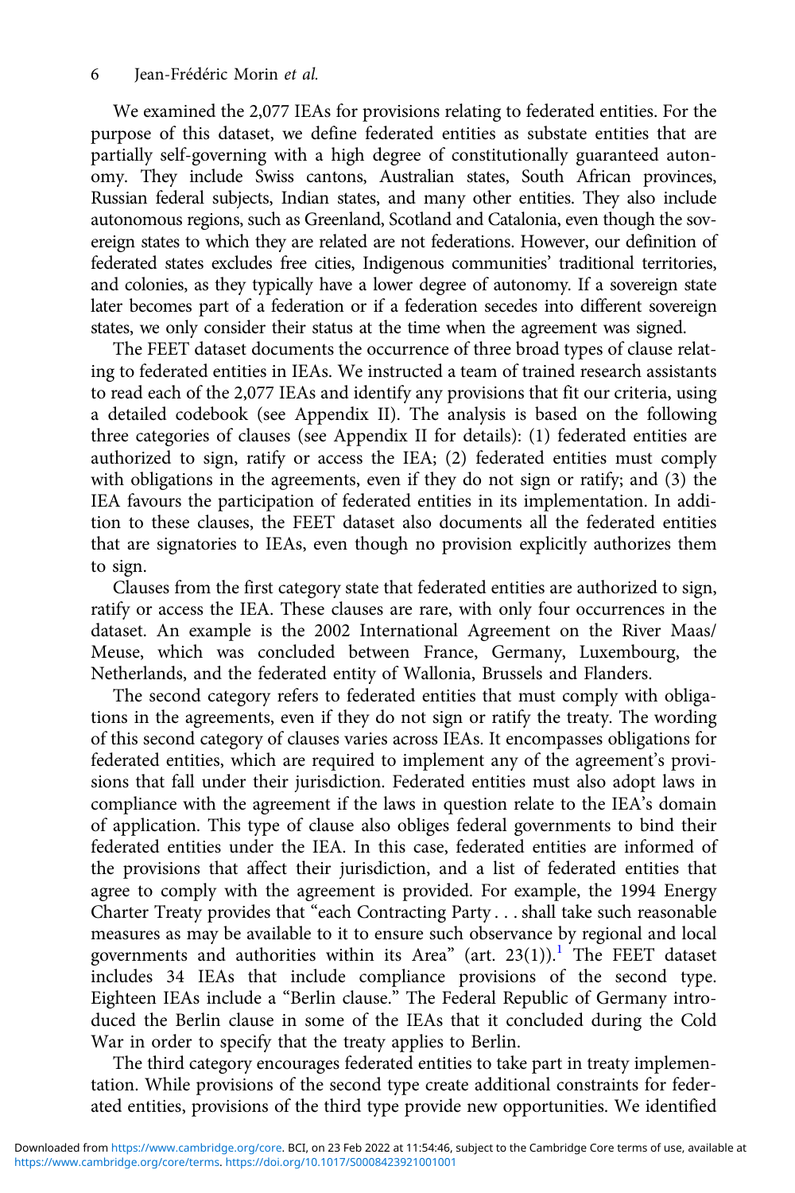We examined the 2,077 IEAs for provisions relating to federated entities. For the purpose of this dataset, we define federated entities as substate entities that are partially self-governing with a high degree of constitutionally guaranteed autonomy. They include Swiss cantons, Australian states, South African provinces, Russian federal subjects, Indian states, and many other entities. They also include autonomous regions, such as Greenland, Scotland and Catalonia, even though the sovereign states to which they are related are not federations. However, our definition of federated states excludes free cities, Indigenous communities' traditional territories, and colonies, as they typically have a lower degree of autonomy. If a sovereign state later becomes part of a federation or if a federation secedes into different sovereign states, we only consider their status at the time when the agreement was signed.

The FEET dataset documents the occurrence of three broad types of clause relating to federated entities in IEAs. We instructed a team of trained research assistants to read each of the 2,077 IEAs and identify any provisions that fit our criteria, using a detailed codebook (see Appendix II). The analysis is based on the following three categories of clauses (see Appendix II for details): (1) federated entities are authorized to sign, ratify or access the IEA; (2) federated entities must comply with obligations in the agreements, even if they do not sign or ratify; and (3) the IEA favours the participation of federated entities in its implementation. In addition to these clauses, the FEET dataset also documents all the federated entities that are signatories to IEAs, even though no provision explicitly authorizes them to sign.

Clauses from the first category state that federated entities are authorized to sign, ratify or access the IEA. These clauses are rare, with only four occurrences in the dataset. An example is the 2002 International Agreement on the River Maas/Meuse, which was concluded between France, Germany, Luxembourg, the Netherlands, and the federated entity of Wallonia, Brussels and Flanders.

The second category refers to federated entities that must comply with obligations in the agreements, even if they do not sign or ratify the treaty. The wording of this second category of clauses varies across IEAs. It encompasses obligations for federated entities, which are required to implement any of the agreement's provisions that fall under their jurisdiction. Federated entities must also adopt laws in compliance with the agreement if the laws in question relate to the IEA's domain of application. This type of clause also obliges federal governments to bind their federated entities under the IEA. In this case, federated entities are informed of the provisions that affect their jurisdiction, and a list of federated entities that agree to comply with the agreement is provided. For example, the 1994 Energy Charter Treaty provides that "each Contracting Party . . . shall take such reasonable measures as may be available to it to ensure such observance by regional and local governments and authorities within its Area" (art. 23(1)).[1] The FEET dataset includes 34 IEAs that include compliance provisions of the second type. Eighteen IEAs include a "Berlin clause." The Federal Republic of Germany introduced the Berlin clause in some of the IEAs that it concluded during the Cold War in order to specify that the treaty applies to Berlin.

The third category encourages federated entities to take part in treaty implementation. While provisions of the second type create additional constraints for federated entities, provisions of the third type provide new opportunities. We identified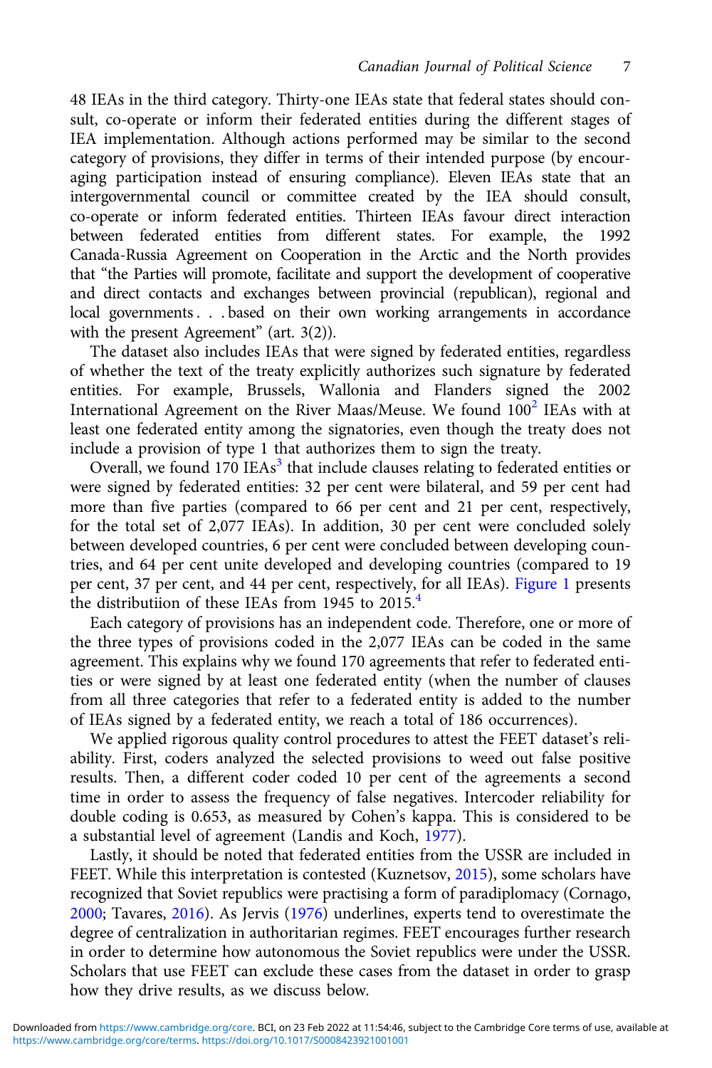48 IEAs in the third category. Thirty-one IEAs state that federal states should consult, co-operate or inform their federated entities during the different stages of IEA implementation. Although actions performed may be similar to the second category of provisions, they differ in terms of their intended purpose (by encouraging participation instead of ensuring compliance). Eleven IEAs state that an intergovernmental council or committee created by the IEA should consult, co-operate or inform federated entities. Thirteen IEAs favour direct interaction between federated entities from different states. For example, the 1992 Canada-Russia Agreement on Cooperation in the Arctic and the North provides that "the Parties will promote, facilitate and support the development of cooperative and direct contacts and exchanges between provincial (republican), regional and local governments . . . based on their own working arrangements in accordance with the present Agreement" (art. 3(2)).

The dataset also includes IEAs that were signed by federated entities, regardless of whether the text of the treaty explicitly authorizes such signature by federated entities. For example, Brussels, Wallonia and Flanders signed the 2002 International Agreement on the River Maas/Meuse. We found 100[2] IEAs with at least one federated entity among the signatories, even though the treaty does not include a provision of type 1 that authorizes them to sign the treaty.

Overall, we found 170 IEAs[3] that include clauses relating to federated entities or were signed by federated entities: 32 per cent were bilateral, and 59 per cent had more than five parties (compared to 66 per cent and 21 per cent, respectively, for the total set of 2,077 IEAs). In addition, 30 per cent were concluded solely between developed countries, 6 per cent were concluded between developing countries, and 64 per cent unite developed and developing countries (compared to 19 per cent, 37 per cent, and 44 per cent, respectively, for all IEAs). Figure 1 presents the distributiion of these IEAs from 1945 to 2015.[4]

Each category of provisions has an independent code. Therefore, one or more of the three types of provisions coded in the 2,077 IEAs can be coded in the same agreement. This explains why we found 170 agreements that refer to federated entities or were signed by at least one federated entity (when the number of clauses from all three categories that refer to a federated entity is added to the number of IEAs signed by a federated entity, we reach a total of 186 occurrences).

We applied rigorous quality control procedures to attest the FEET dataset's reliability. First, coders analyzed the selected provisions to weed out false positive results. Then, a different coder coded 10 per cent of the agreements a second time in order to assess the frequency of false negatives. Intercoder reliability for double coding is 0.653, as measured by Cohen's kappa. This is considered to be a substantial level of agreement (Landis and Koch, 1977).

Lastly, it should be noted that federated entities from the USSR are included in FEET. While this interpretation is contested (Kuznetsov, 2015), some scholars have recognized that Soviet republics were practising a form of paradiplomacy (Cornago, 2000; Tavares, 2016). As Jervis (1976) underlines, experts tend to overestimate the degree of centralization in authoritarian regimes. FEET encourages further research in order to determine how autonomous the Soviet republics were under the USSR. Scholars that use FEET can exclude these cases from the dataset in order to grasp how they drive results, as we discuss below.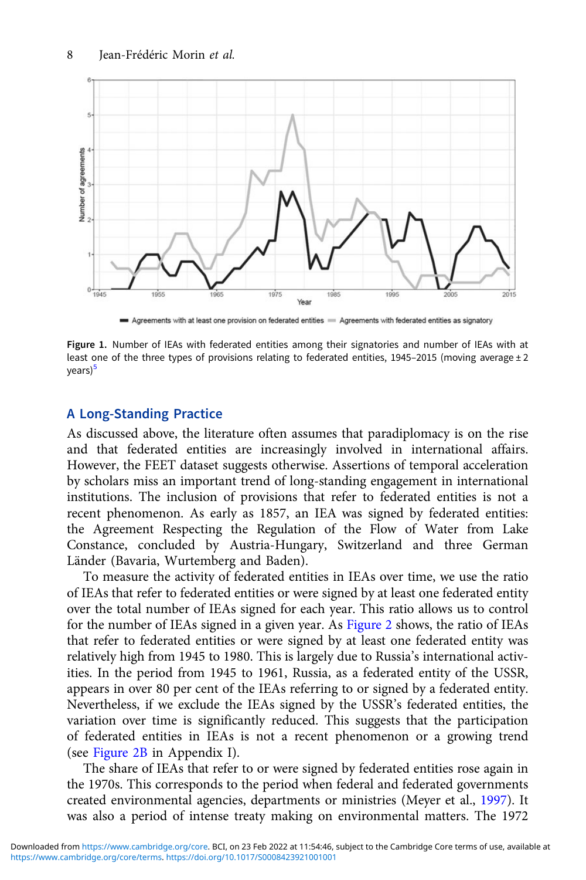Figure 1. Number of IEAs with federated entities among their signatories and number of IEAs with at least one of the three types of provisions relating to federated entities, 1945–2015 (moving average ± 2 years)[5]

## A Long-Standing Practice

As discussed above, the literature often assumes that paradiplomacy is on the rise and that federated entities are increasingly involved in international affairs. However, the FEET dataset suggests otherwise. Assertions of temporal acceleration by scholars miss an important trend of long-standing engagement in international institutions. The inclusion of provisions that refer to federated entities is not a recent phenomenon. As early as 1857, an IEA was signed by federated entities: the Agreement Respecting the Regulation of the Flow of Water from Lake Constance, concluded by Austria-Hungary, Switzerland and three German Länder (Bavaria, Wurtemberg and Baden).

To measure the activity of federated entities in IEAs over time, we use the ratio of IEAs that refer to federated entities or were signed by at least one federated entity over the total number of IEAs signed for each year. This ratio allows us to control for the number of IEAs signed in a given year. As Figure 2 shows, the ratio of IEAs that refer to federated entities or were signed by at least one federated entity was relatively high from 1945 to 1980. This is largely due to Russia's international activities. In the period from 1945 to 1961, Russia, as a federated entity of the USSR, appears in over 80 per cent of the IEAs referring to or signed by a federated entity. Nevertheless, if we exclude the IEAs signed by the USSR's federated entities, the variation over time is significantly reduced. This suggests that the participation of federated entities in IEAs is not a recent phenomenon or a growing trend (see Figure 2B in Appendix I).

The share of IEAs that refer to or were signed by federated entities rose again in the 1970s. This corresponds to the period when federal and federated governments created environmental agencies, departments or ministries (Meyer et al., 1997). It was also a period of intense treaty making on environmental matters. The 1972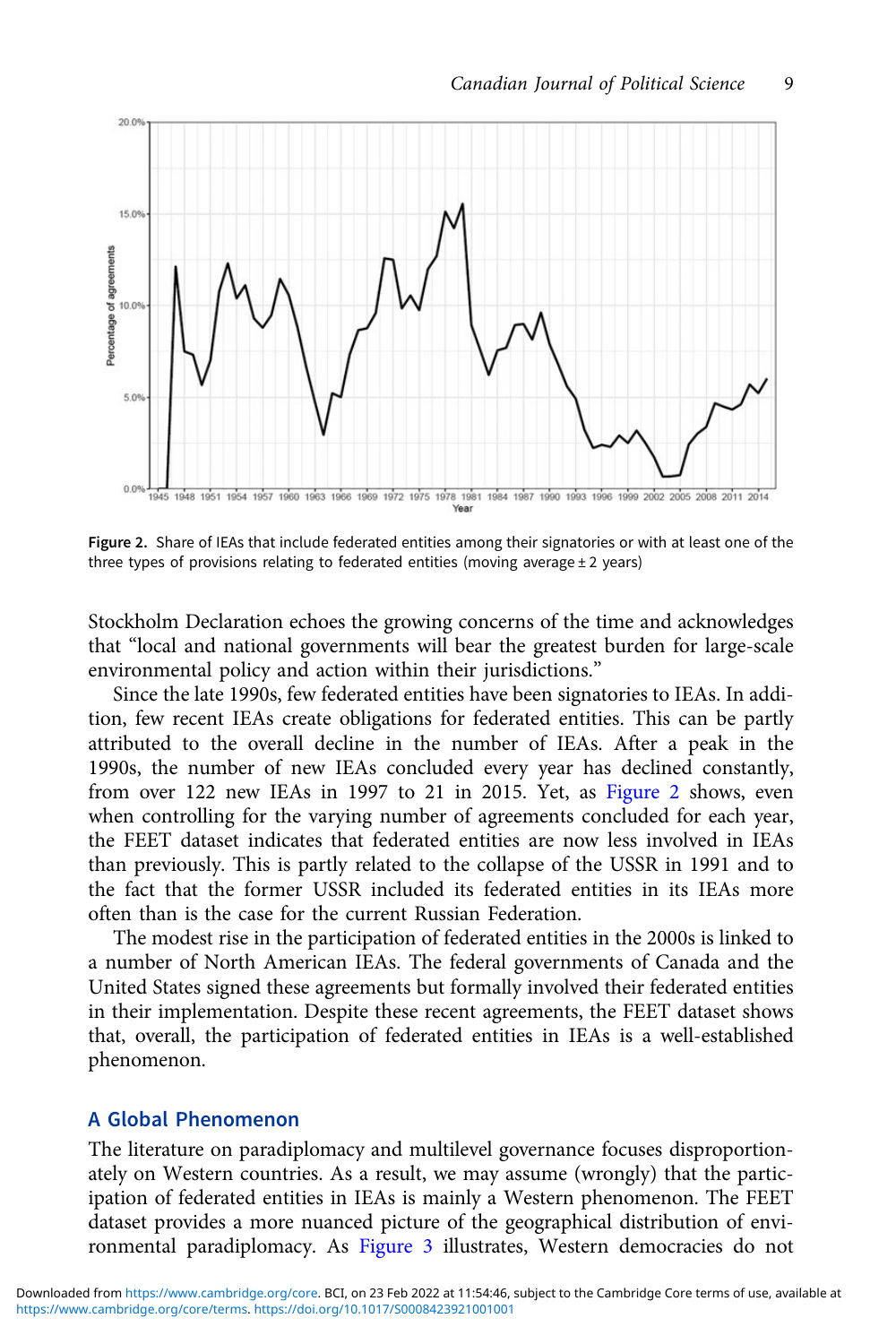Figure 2. Share of IEAs that include federated entities among their signatories or with at least one of the three types of provisions relating to federated entities (moving average ± 2 years)

Stockholm Declaration echoes the growing concerns of the time and acknowledges that "local and national governments will bear the greatest burden for large-scale environmental policy and action within their jurisdictions."

Since the late 1990s, few federated entities have been signatories to IEAs. In addition, few recent IEAs create obligations for federated entities. This can be partly attributed to the overall decline in the number of IEAs. After a peak in the 1990s, the number of new IEAs concluded every year has declined constantly, from over 122 new IEAs in 1997 to 21 in 2015. Yet, as Figure 2 shows, even when controlling for the varying number of agreements concluded for each year, the FEET dataset indicates that federated entities are now less involved in IEAs than previously. This is partly related to the collapse of the USSR in 1991 and to the fact that the former USSR included its federated entities in its IEAs more often than is the case for the current Russian Federation.

The modest rise in the participation of federated entities in the 2000s is linked to a number of North American IEAs. The federal governments of Canada and the United States signed these agreements but formally involved their federated entities in their implementation. Despite these recent agreements, the FEET dataset shows that, overall, the participation of federated entities in IEAs is a well-established phenomenon.

## A Global Phenomenon

The literature on paradiplomacy and multilevel governance focuses disproportionately on Western countries. As a result, we may assume (wrongly) that the participation of federated entities in IEAs is mainly a Western phenomenon. The FEET dataset provides a more nuanced picture of the geographical distribution of environmental paradiplomacy. As Figure 3 illustrates, Western democracies do not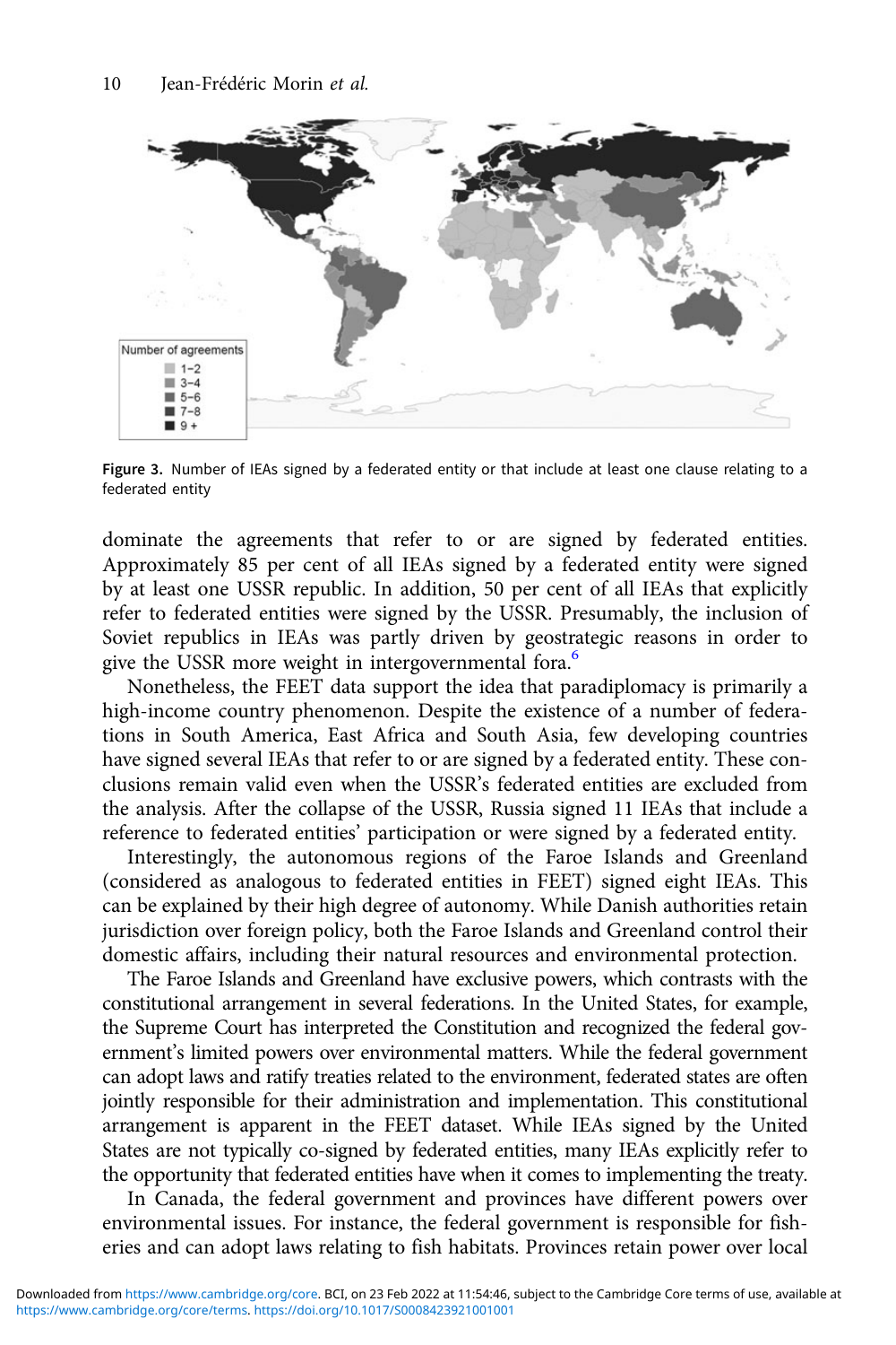Number of agreements
- 1–2
- 3–4
- 5–6
- 7–8
- 9+

**Figure 3.** Number of IEAs signed by a federated entity or that include at least one clause relating to a federated entity

dominate the agreements that refer to or are signed by federated entities. Approximately 85 per cent of all IEAs signed by a federated entity were signed by at least one USSR republic. In addition, 50 per cent of all IEAs that explicitly refer to federated entities were signed by the USSR. Presumably, the inclusion of Soviet republics in IEAs was partly driven by geostrategic reasons in order to give the USSR more weight in intergovernmental fora.[6]

Nonetheless, the FEET data support the idea that paradiplomacy is primarily a high-income country phenomenon. Despite the existence of a number of federations in South America, East Africa and South Asia, few developing countries have signed several IEAs that refer to or are signed by a federated entity. These conclusions remain valid even when the USSR's federated entities are excluded from the analysis. After the collapse of the USSR, Russia signed 11 IEAs that include a reference to federated entities' participation or were signed by a federated entity.

Interestingly, the autonomous regions of the Faroe Islands and Greenland (considered as analogous to federated entities in FEET) signed eight IEAs. This can be explained by their high degree of autonomy. While Danish authorities retain jurisdiction over foreign policy, both the Faroe Islands and Greenland control their domestic affairs, including their natural resources and environmental protection.

The Faroe Islands and Greenland have exclusive powers, which contrasts with the constitutional arrangement in several federations. In the United States, for example, the Supreme Court has interpreted the Constitution and recognized the federal government's limited powers over environmental matters. While the federal government can adopt laws and ratify treaties related to the environment, federated states are often jointly responsible for their administration and implementation. This constitutional arrangement is apparent in the FEET dataset. While IEAs signed by the United States are not typically co-signed by federated entities, many IEAs explicitly refer to the opportunity that federated entities have when it comes to implementing the treaty.

In Canada, the federal government and provinces have different powers over environmental issues. For instance, the federal government is responsible for fisheries and can adopt laws relating to fish habitats. Provinces retain power over local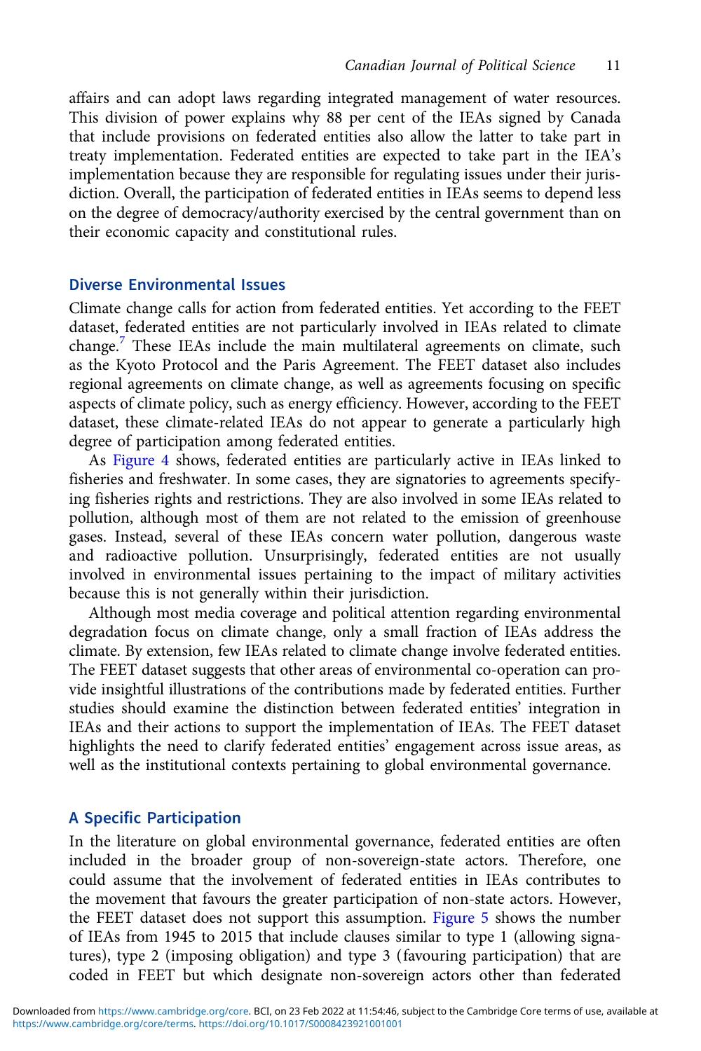affairs and can adopt laws regarding integrated management of water resources. This division of power explains why 88 per cent of the IEAs signed by Canada that include provisions on federated entities also allow the latter to take part in treaty implementation. Federated entities are expected to take part in the IEA's implementation because they are responsible for regulating issues under their jurisdiction. Overall, the participation of federated entities in IEAs seems to depend less on the degree of democracy/authority exercised by the central government than on their economic capacity and constitutional rules.

## Diverse Environmental Issues

Climate change calls for action from federated entities. Yet according to the FEET dataset, federated entities are not particularly involved in IEAs related to climate change.[7] These IEAs include the main multilateral agreements on climate, such as the Kyoto Protocol and the Paris Agreement. The FEET dataset also includes regional agreements on climate change, as well as agreements focusing on specific aspects of climate policy, such as energy efficiency. However, according to the FEET dataset, these climate-related IEAs do not appear to generate a particularly high degree of participation among federated entities.

As Figure 4 shows, federated entities are particularly active in IEAs linked to fisheries and freshwater. In some cases, they are signatories to agreements specifying fisheries rights and restrictions. They are also involved in some IEAs related to pollution, although most of them are not related to the emission of greenhouse gases. Instead, several of these IEAs concern water pollution, dangerous waste and radioactive pollution. Unsurprisingly, federated entities are not usually involved in environmental issues pertaining to the impact of military activities because this is not generally within their jurisdiction.

Although most media coverage and political attention regarding environmental degradation focus on climate change, only a small fraction of IEAs address the climate. By extension, few IEAs related to climate change involve federated entities. The FEET dataset suggests that other areas of environmental co-operation can provide insightful illustrations of the contributions made by federated entities. Further studies should examine the distinction between federated entities' integration in IEAs and their actions to support the implementation of IEAs. The FEET dataset highlights the need to clarify federated entities' engagement across issue areas, as well as the institutional contexts pertaining to global environmental governance.

## A Specific Participation

In the literature on global environmental governance, federated entities are often included in the broader group of non-sovereign-state actors. Therefore, one could assume that the involvement of federated entities in IEAs contributes to the movement that favours the greater participation of non-state actors. However, the FEET dataset does not support this assumption. Figure 5 shows the number of IEAs from 1945 to 2015 that include clauses similar to type 1 (allowing signatures), type 2 (imposing obligation) and type 3 (favouring participation) that are coded in FEET but which designate non-sovereign actors other than federated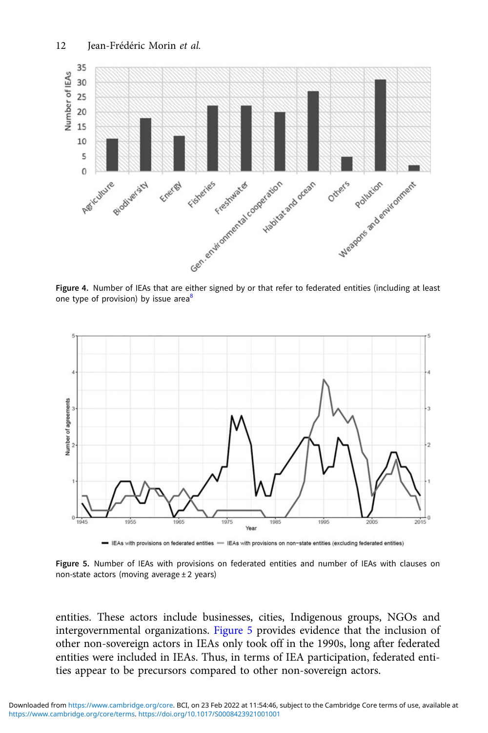Figure 4. Number of IEAs that are either signed by or that refer to federated entities (including at least one type of provision) by issue area[8]

Figure 5. Number of IEAs with provisions on federated entities and number of IEAs with clauses on non-state actors (moving average ± 2 years)

entities. These actors include businesses, cities, Indigenous groups, NGOs and intergovernmental organizations. Figure 5 provides evidence that the inclusion of other non-sovereign actors in IEAs only took off in the 1990s, long after federated entities were included in IEAs. Thus, in terms of IEA participation, federated entities appear to be precursors compared to other non-sovereign actors.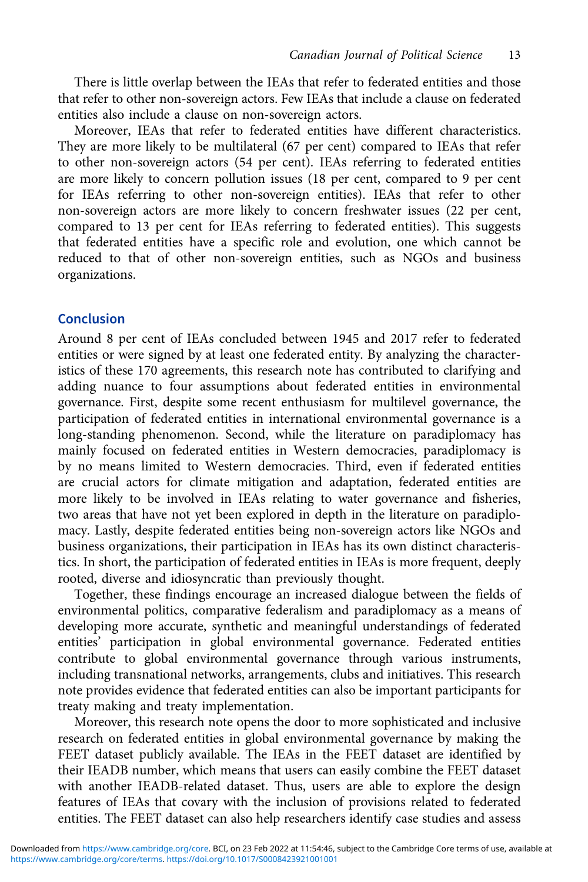There is little overlap between the IEAs that refer to federated entities and those that refer to other non-sovereign actors. Few IEAs that include a clause on federated entities also include a clause on non-sovereign actors.

Moreover, IEAs that refer to federated entities have different characteristics. They are more likely to be multilateral (67 per cent) compared to IEAs that refer to other non-sovereign actors (54 per cent). IEAs referring to federated entities are more likely to concern pollution issues (18 per cent, compared to 9 per cent for IEAs referring to other non-sovereign entities). IEAs that refer to other non-sovereign actors are more likely to concern freshwater issues (22 per cent, compared to 13 per cent for IEAs referring to federated entities). This suggests that federated entities have a specific role and evolution, one which cannot be reduced to that of other non-sovereign entities, such as NGOs and business organizations.

## Conclusion

Around 8 per cent of IEAs concluded between 1945 and 2017 refer to federated entities or were signed by at least one federated entity. By analyzing the characteristics of these 170 agreements, this research note has contributed to clarifying and adding nuance to four assumptions about federated entities in environmental governance. First, despite some recent enthusiasm for multilevel governance, the participation of federated entities in international environmental governance is a long-standing phenomenon. Second, while the literature on paradiplomacy has mainly focused on federated entities in Western democracies, paradiplomacy is by no means limited to Western democracies. Third, even if federated entities are crucial actors for climate mitigation and adaptation, federated entities are more likely to be involved in IEAs relating to water governance and fisheries, two areas that have not yet been explored in depth in the literature on paradiplomacy. Lastly, despite federated entities being non-sovereign actors like NGOs and business organizations, their participation in IEAs has its own distinct characteristics. In short, the participation of federated entities in IEAs is more frequent, deeply rooted, diverse and idiosyncratic than previously thought.

Together, these findings encourage an increased dialogue between the fields of environmental politics, comparative federalism and paradiplomacy as a means of developing more accurate, synthetic and meaningful understandings of federated entities' participation in global environmental governance. Federated entities contribute to global environmental governance through various instruments, including transnational networks, arrangements, clubs and initiatives. This research note provides evidence that federated entities can also be important participants for treaty making and treaty implementation.

Moreover, this research note opens the door to more sophisticated and inclusive research on federated entities in global environmental governance by making the FEET dataset publicly available. The IEAs in the FEET dataset are identified by their IEADB number, which means that users can easily combine the FEET dataset with another IEADB-related dataset. Thus, users are able to explore the design features of IEAs that covary with the inclusion of provisions related to federated entities. The FEET dataset can also help researchers identify case studies and assess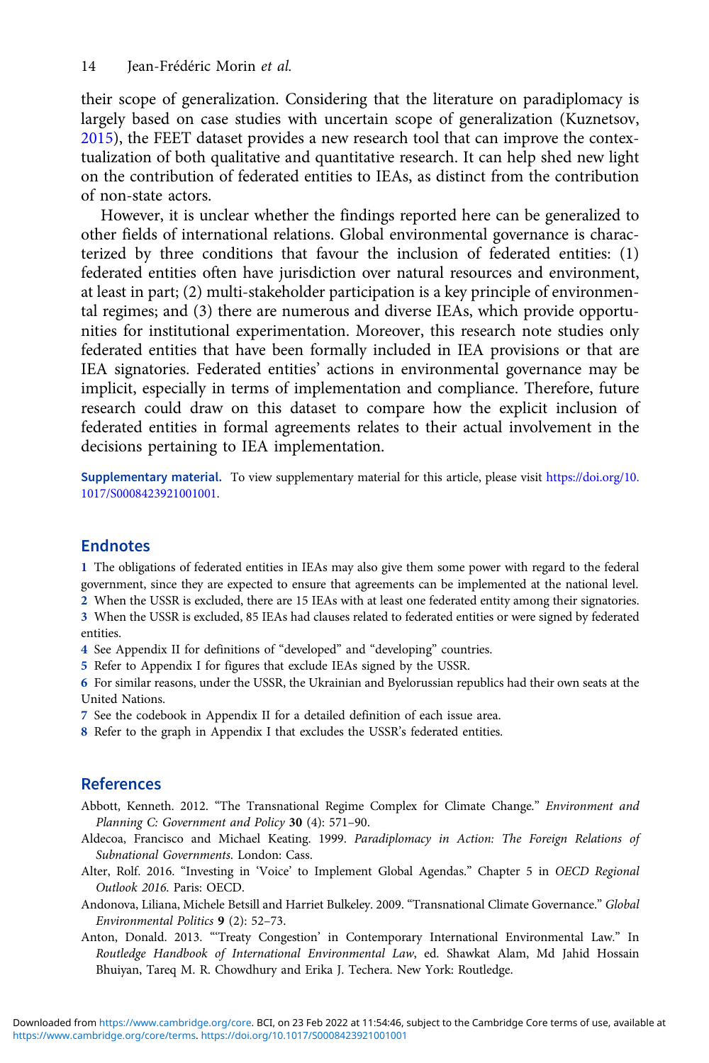their scope of generalization. Considering that the literature on paradiplomacy is largely based on case studies with uncertain scope of generalization (Kuznetsov, 2015), the FEET dataset provides a new research tool that can improve the contextualization of both qualitative and quantitative research. It can help shed new light on the contribution of federated entities to IEAs, as distinct from the contribution of non-state actors.

However, it is unclear whether the findings reported here can be generalized to other fields of international relations. Global environmental governance is characterized by three conditions that favour the inclusion of federated entities: (1) federated entities often have jurisdiction over natural resources and environment, at least in part; (2) multi-stakeholder participation is a key principle of environmental regimes; and (3) there are numerous and diverse IEAs, which provide opportunities for institutional experimentation. Moreover, this research note studies only federated entities that have been formally included in IEA provisions or that are IEA signatories. Federated entities' actions in environmental governance may be implicit, especially in terms of implementation and compliance. Therefore, future research could draw on this dataset to compare how the explicit inclusion of federated entities in formal agreements relates to their actual involvement in the decisions pertaining to IEA implementation.

**Supplementary material.** To view supplementary material for this article, please visit https://doi.org/10.1017/S0008423921001001.

## Endnotes

1 The obligations of federated entities in IEAs may also give them some power with regard to the federal government, since they are expected to ensure that agreements can be implemented at the national level.
2 When the USSR is excluded, there are 15 IEAs with at least one federated entity among their signatories.
3 When the USSR is excluded, 85 IEAs had clauses related to federated entities or were signed by federated entities.
4 See Appendix II for definitions of "developed" and "developing" countries.
5 Refer to Appendix I for figures that exclude IEAs signed by the USSR.
6 For similar reasons, under the USSR, the Ukrainian and Byelorussian republics had their own seats at the United Nations.
7 See the codebook in Appendix II for a detailed definition of each issue area.
8 Refer to the graph in Appendix I that excludes the USSR's federated entities.

## References

Abbott, Kenneth. 2012. "The Transnational Regime Complex for Climate Change." *Environment and Planning C: Government and Policy* **30** (4): 571–90.

Aldecoa, Francisco and Michael Keating. 1999. *Paradiplomacy in Action: The Foreign Relations of Subnational Governments*. London: Cass.

Alter, Rolf. 2016. "Investing in 'Voice' to Implement Global Agendas." Chapter 5 in *OECD Regional Outlook 2016*. Paris: OECD.

Andonova, Liliana, Michele Betsill and Harriet Bulkeley. 2009. "Transnational Climate Governance." *Global Environmental Politics* **9** (2): 52–73.

Anton, Donald. 2013. "'Treaty Congestion' in Contemporary International Environmental Law." In *Routledge Handbook of International Environmental Law*, ed. Shawkat Alam, Md Jahid Hossain Bhuiyan, Tareq M. R. Chowdhury and Erika J. Techera. New York: Routledge.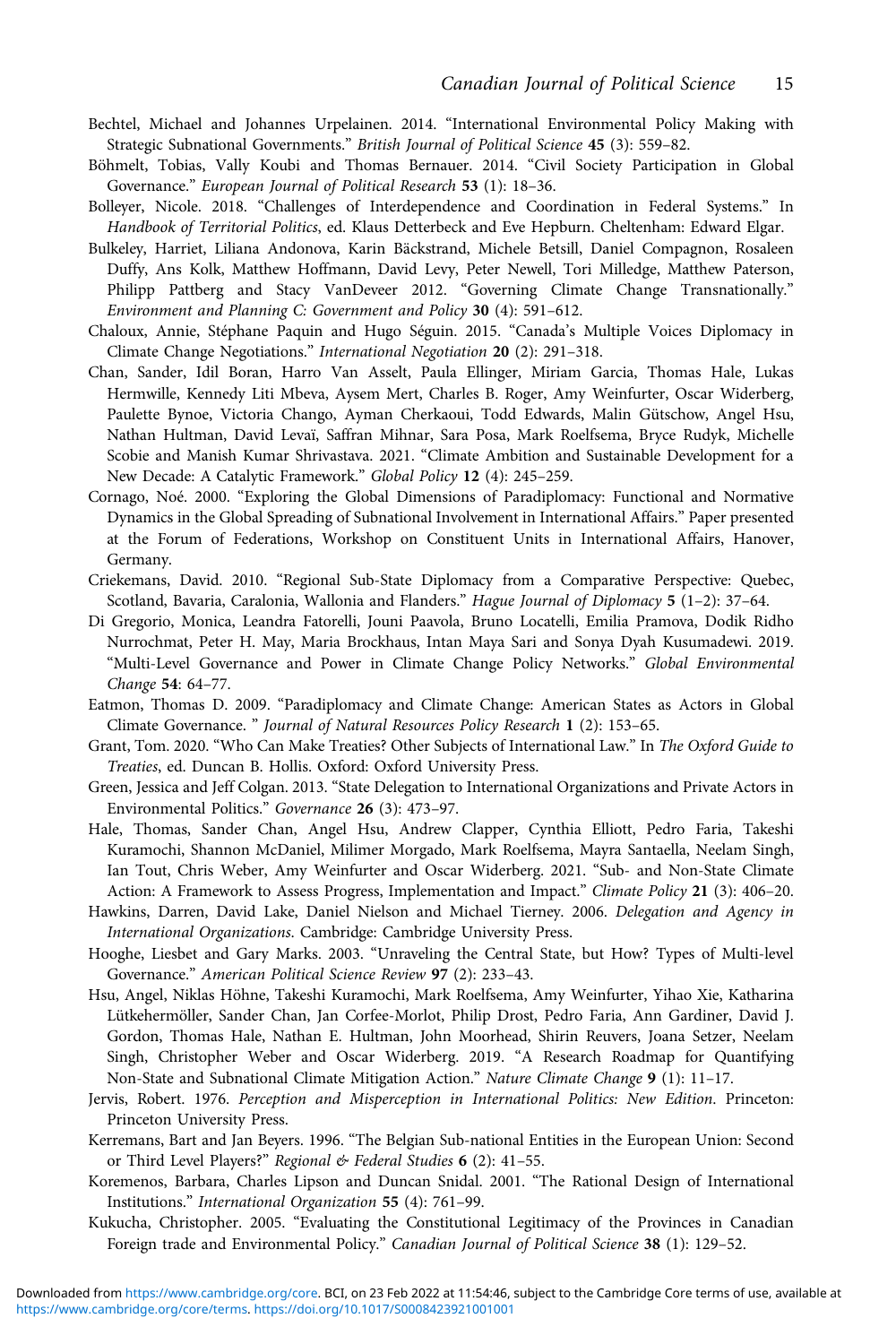Bechtel, Michael and Johannes Urpelainen. 2014. "International Environmental Policy Making with Strategic Subnational Governments." *British Journal of Political Science* **45** (3): 559–82.

Böhmelt, Tobias, Vally Koubi and Thomas Bernauer. 2014. "Civil Society Participation in Global Governance." *European Journal of Political Research* **53** (1): 18–36.

Bolleyer, Nicole. 2018. "Challenges of Interdependence and Coordination in Federal Systems." In *Handbook of Territorial Politics*, ed. Klaus Detterbeck and Eve Hepburn. Cheltenham: Edward Elgar.

Bulkeley, Harriet, Liliana Andonova, Karin Bäckstrand, Michele Betsill, Daniel Compagnon, Rosaleen Duffy, Ans Kolk, Matthew Hoffmann, David Levy, Peter Newell, Tori Milledge, Matthew Paterson, Philipp Pattberg and Stacy VanDeveer 2012. "Governing Climate Change Transnationally." *Environment and Planning C: Government and Policy* **30** (4): 591–612.

Chaloux, Annie, Stéphane Paquin and Hugo Séguin. 2015. "Canada's Multiple Voices Diplomacy in Climate Change Negotiations." *International Negotiation* **20** (2): 291–318.

Chan, Sander, Idil Boran, Harro Van Asselt, Paula Ellinger, Miriam Garcia, Thomas Hale, Lukas Hermwille, Kennedy Liti Mbeva, Aysem Mert, Charles B. Roger, Amy Weinfurter, Oscar Widerberg, Paulette Bynoe, Victoria Chango, Ayman Cherkaoui, Todd Edwards, Malin Gütschow, Angel Hsu, Nathan Hultman, David Levaï, Saffran Mihnar, Sara Posa, Mark Roelfsema, Bryce Rudyk, Michelle Scobie and Manish Kumar Shrivastava. 2021. "Climate Ambition and Sustainable Development for a New Decade: A Catalytic Framework." *Global Policy* **12** (4): 245–259.

Cornago, Noé. 2000. "Exploring the Global Dimensions of Paradiplomacy: Functional and Normative Dynamics in the Global Spreading of Subnational Involvement in International Affairs." Paper presented at the Forum of Federations, Workshop on Constituent Units in International Affairs, Hanover, Germany.

Criekemans, David. 2010. "Regional Sub-State Diplomacy from a Comparative Perspective: Quebec, Scotland, Bavaria, Caralonia, Wallonia and Flanders." *Hague Journal of Diplomacy* **5** (1–2): 37–64.

Di Gregorio, Monica, Leandra Fatorelli, Jouni Paavola, Bruno Locatelli, Emilia Pramova, Dodik Ridho Nurrochmat, Peter H. May, Maria Brockhaus, Intan Maya Sari and Sonya Dyah Kusumadewi. 2019. "Multi-Level Governance and Power in Climate Change Policy Networks." *Global Environmental Change* **54**: 64–77.

Eatmon, Thomas D. 2009. "Paradiplomacy and Climate Change: American States as Actors in Global Climate Governance. " *Journal of Natural Resources Policy Research* **1** (2): 153–65.

Grant, Tom. 2020. "Who Can Make Treaties? Other Subjects of International Law." In *The Oxford Guide to Treaties*, ed. Duncan B. Hollis. Oxford: Oxford University Press.

Green, Jessica and Jeff Colgan. 2013. "State Delegation to International Organizations and Private Actors in Environmental Politics." *Governance* **26** (3): 473–97.

Hale, Thomas, Sander Chan, Angel Hsu, Andrew Clapper, Cynthia Elliott, Pedro Faria, Takeshi Kuramochi, Shannon McDaniel, Milimer Morgado, Mark Roelfsema, Mayra Santaella, Neelam Singh, Ian Tout, Chris Weber, Amy Weinfurter and Oscar Widerberg. 2021. "Sub- and Non-State Climate Action: A Framework to Assess Progress, Implementation and Impact." *Climate Policy* **21** (3): 406–20.

Hawkins, Darren, David Lake, Daniel Nielson and Michael Tierney. 2006. *Delegation and Agency in International Organizations*. Cambridge: Cambridge University Press.

Hooghe, Liesbet and Gary Marks. 2003. "Unraveling the Central State, but How? Types of Multi-level Governance." *American Political Science Review* **97** (2): 233–43.

Hsu, Angel, Niklas Höhne, Takeshi Kuramochi, Mark Roelfsema, Amy Weinfurter, Yihao Xie, Katharina Lütkehermöller, Sander Chan, Jan Corfee-Morlot, Philip Drost, Pedro Faria, Ann Gardiner, David J. Gordon, Thomas Hale, Nathan E. Hultman, John Moorhead, Shirin Reuvers, Joana Setzer, Neelam Singh, Christopher Weber and Oscar Widerberg. 2019. "A Research Roadmap for Quantifying Non-State and Subnational Climate Mitigation Action." *Nature Climate Change* **9** (1): 11–17.

Jervis, Robert. 1976. *Perception and Misperception in International Politics: New Edition*. Princeton: Princeton University Press.

Kerremans, Bart and Jan Beyers. 1996. "The Belgian Sub-national Entities in the European Union: Second or Third Level Players?" *Regional & Federal Studies* **6** (2): 41–55.

Koremenos, Barbara, Charles Lipson and Duncan Snidal. 2001. "The Rational Design of International Institutions." *International Organization* **55** (4): 761–99.

Kukucha, Christopher. 2005. "Evaluating the Constitutional Legitimacy of the Provinces in Canadian Foreign trade and Environmental Policy." *Canadian Journal of Political Science* **38** (1): 129–52.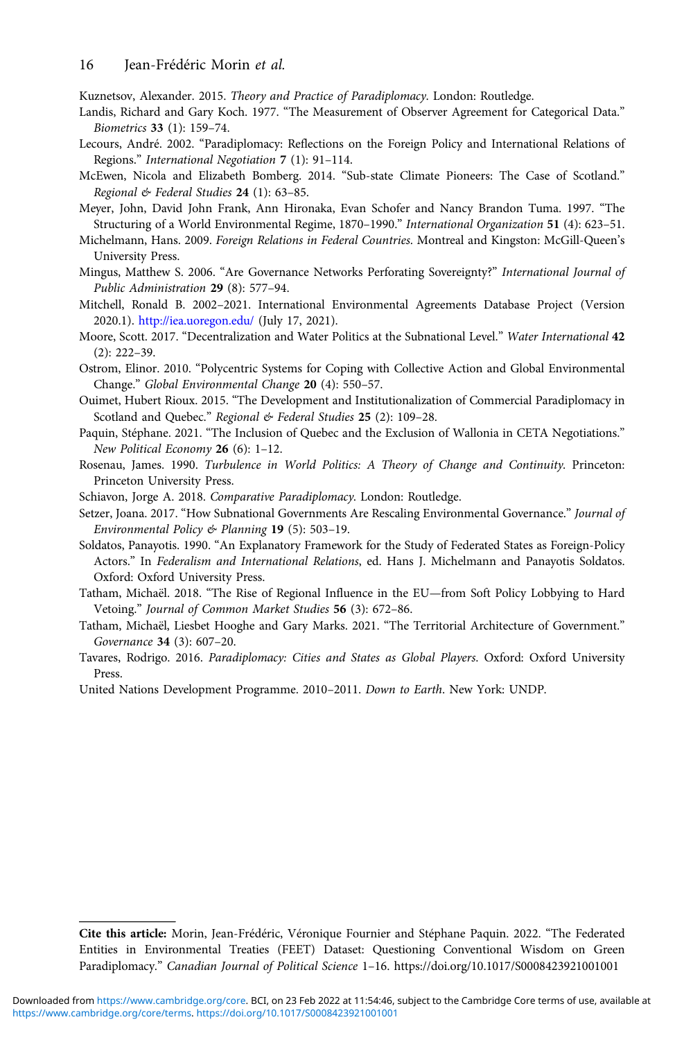Kuznetsov, Alexander. 2015. *Theory and Practice of Paradiplomacy*. London: Routledge.

Landis, Richard and Gary Koch. 1977. "The Measurement of Observer Agreement for Categorical Data." *Biometrics* **33** (1): 159–74.

Lecours, André. 2002. "Paradiplomacy: Reflections on the Foreign Policy and International Relations of Regions." *International Negotiation* **7** (1): 91–114.

McEwen, Nicola and Elizabeth Bomberg. 2014. "Sub-state Climate Pioneers: The Case of Scotland." *Regional & Federal Studies* **24** (1): 63–85.

Meyer, John, David John Frank, Ann Hironaka, Evan Schofer and Nancy Brandon Tuma. 1997. "The Structuring of a World Environmental Regime, 1870–1990." *International Organization* **51** (4): 623–51.

Michelmann, Hans. 2009. *Foreign Relations in Federal Countries*. Montreal and Kingston: McGill-Queen's University Press.

Mingus, Matthew S. 2006. "Are Governance Networks Perforating Sovereignty?" *International Journal of Public Administration* **29** (8): 577–94.

Mitchell, Ronald B. 2002–2021. International Environmental Agreements Database Project (Version 2020.1). http://iea.uoregon.edu/ (July 17, 2021).

Moore, Scott. 2017. "Decentralization and Water Politics at the Subnational Level." *Water International* **42** (2): 222–39.

Ostrom, Elinor. 2010. "Polycentric Systems for Coping with Collective Action and Global Environmental Change." *Global Environmental Change* **20** (4): 550–57.

Ouimet, Hubert Rioux. 2015. "The Development and Institutionalization of Commercial Paradiplomacy in Scotland and Quebec." *Regional & Federal Studies* **25** (2): 109–28.

Paquin, Stéphane. 2021. "The Inclusion of Quebec and the Exclusion of Wallonia in CETA Negotiations." *New Political Economy* **26** (6): 1–12.

Rosenau, James. 1990. *Turbulence in World Politics: A Theory of Change and Continuity*. Princeton: Princeton University Press.

Schiavon, Jorge A. 2018. *Comparative Paradiplomacy*. London: Routledge.

Setzer, Joana. 2017. "How Subnational Governments Are Rescaling Environmental Governance." *Journal of Environmental Policy & Planning* **19** (5): 503–19.

Soldatos, Panayotis. 1990. "An Explanatory Framework for the Study of Federated States as Foreign-Policy Actors." In *Federalism and International Relations*, ed. Hans J. Michelmann and Panayotis Soldatos. Oxford: Oxford University Press.

Tatham, Michaël. 2018. "The Rise of Regional Influence in the EU—from Soft Policy Lobbying to Hard Vetoing." *Journal of Common Market Studies* **56** (3): 672–86.

Tatham, Michaël, Liesbet Hooghe and Gary Marks. 2021. "The Territorial Architecture of Government." *Governance* **34** (3): 607–20.

Tavares, Rodrigo. 2016. *Paradiplomacy: Cities and States as Global Players*. Oxford: Oxford University Press.

United Nations Development Programme. 2010–2011. *Down to Earth*. New York: UNDP.

---

**Cite this article:** Morin, Jean-Frédéric, Véronique Fournier and Stéphane Paquin. 2022. "The Federated Entities in Environmental Treaties (FEET) Dataset: Questioning Conventional Wisdom on Green Paradiplomacy." *Canadian Journal of Political Science* 1–16. https://doi.org/10.1017/S0008423921001001